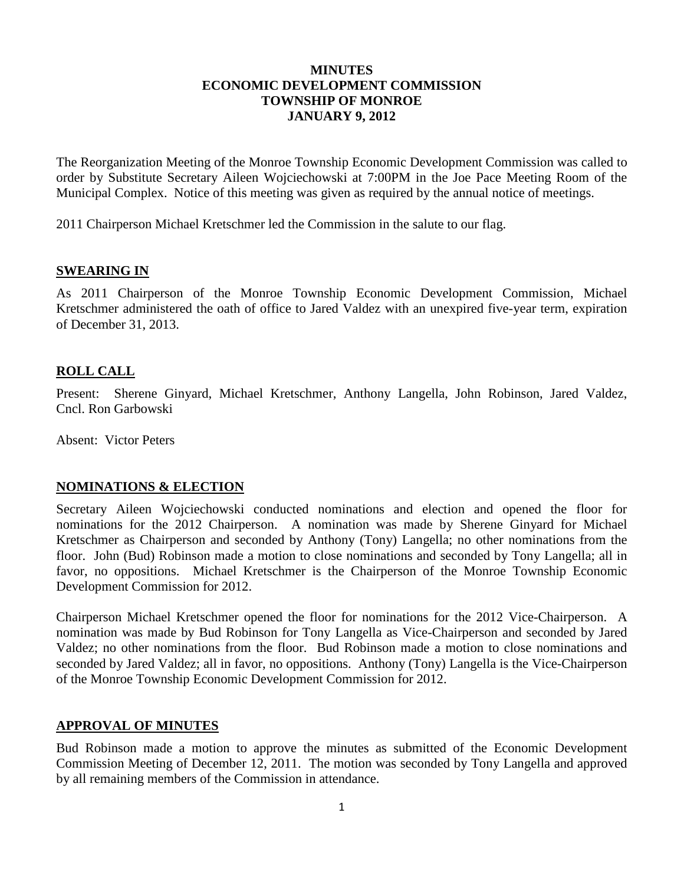# MINUTES
# ECONOMIC DEVELOPMENT COMMISSION
# TOWNSHIP OF MONROE
# JANUARY 9, 2012

The Reorganization Meeting of the Monroe Township Economic Development Commission was called to order by Substitute Secretary Aileen Wojciechowski at 7:00PM in the Joe Pace Meeting Room of the Municipal Complex. Notice of this meeting was given as required by the annual notice of meetings.

2011 Chairperson Michael Kretschmer led the Commission in the salute to our flag.

## SWEARING IN

As 2011 Chairperson of the Monroe Township Economic Development Commission, Michael Kretschmer administered the oath of office to Jared Valdez with an unexpired five-year term, expiration of December 31, 2013.

## ROLL CALL

Present: Sherene Ginyard, Michael Kretschmer, Anthony Langella, John Robinson, Jared Valdez, Cncl. Ron Garbowski

Absent: Victor Peters

## NOMINATIONS & ELECTION

Secretary Aileen Wojciechowski conducted nominations and election and opened the floor for nominations for the 2012 Chairperson. A nomination was made by Sherene Ginyard for Michael Kretschmer as Chairperson and seconded by Anthony (Tony) Langella; no other nominations from the floor. John (Bud) Robinson made a motion to close nominations and seconded by Tony Langella; all in favor, no oppositions. Michael Kretschmer is the Chairperson of the Monroe Township Economic Development Commission for 2012.

Chairperson Michael Kretschmer opened the floor for nominations for the 2012 Vice-Chairperson. A nomination was made by Bud Robinson for Tony Langella as Vice-Chairperson and seconded by Jared Valdez; no other nominations from the floor. Bud Robinson made a motion to close nominations and seconded by Jared Valdez; all in favor, no oppositions. Anthony (Tony) Langella is the Vice-Chairperson of the Monroe Township Economic Development Commission for 2012.

## APPROVAL OF MINUTES

Bud Robinson made a motion to approve the minutes as submitted of the Economic Development Commission Meeting of December 12, 2011. The motion was seconded by Tony Langella and approved by all remaining members of the Commission in attendance.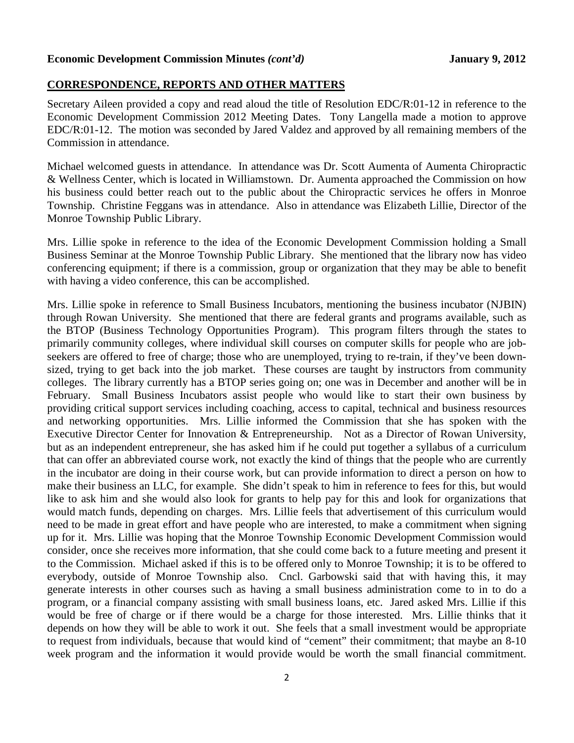## CORRESPONDENCE, REPORTS AND OTHER MATTERS

Secretary Aileen provided a copy and read aloud the title of Resolution EDC/R:01-12 in reference to the Economic Development Commission 2012 Meeting Dates. Tony Langella made a motion to approve EDC/R:01-12. The motion was seconded by Jared Valdez and approved by all remaining members of the Commission in attendance.

Michael welcomed guests in attendance. In attendance was Dr. Scott Aumenta of Aumenta Chiropractic & Wellness Center, which is located in Williamstown. Dr. Aumenta approached the Commission on how his business could better reach out to the public about the Chiropractic services he offers in Monroe Township. Christine Feggans was in attendance. Also in attendance was Elizabeth Lillie, Director of the Monroe Township Public Library.

Mrs. Lillie spoke in reference to the idea of the Economic Development Commission holding a Small Business Seminar at the Monroe Township Public Library. She mentioned that the library now has video conferencing equipment; if there is a commission, group or organization that they may be able to benefit with having a video conference, this can be accomplished.

Mrs. Lillie spoke in reference to Small Business Incubators, mentioning the business incubator (NJBIN) through Rowan University. She mentioned that there are federal grants and programs available, such as the BTOP (Business Technology Opportunities Program). This program filters through the states to primarily community colleges, where individual skill courses on computer skills for people who are job-seekers are offered to free of charge; those who are unemployed, trying to re-train, if they've been down-sized, trying to get back into the job market. These courses are taught by instructors from community colleges. The library currently has a BTOP series going on; one was in December and another will be in February. Small Business Incubators assist people who would like to start their own business by providing critical support services including coaching, access to capital, technical and business resources and networking opportunities. Mrs. Lillie informed the Commission that she has spoken with the Executive Director Center for Innovation & Entrepreneurship. Not as a Director of Rowan University, but as an independent entrepreneur, she has asked him if he could put together a syllabus of a curriculum that can offer an abbreviated course work, not exactly the kind of things that the people who are currently in the incubator are doing in their course work, but can provide information to direct a person on how to make their business an LLC, for example. She didn't speak to him in reference to fees for this, but would like to ask him and she would also look for grants to help pay for this and look for organizations that would match funds, depending on charges. Mrs. Lillie feels that advertisement of this curriculum would need to be made in great effort and have people who are interested, to make a commitment when signing up for it. Mrs. Lillie was hoping that the Monroe Township Economic Development Commission would consider, once she receives more information, that she could come back to a future meeting and present it to the Commission. Michael asked if this is to be offered only to Monroe Township; it is to be offered to everybody, outside of Monroe Township also. Cncl. Garbowski said that with having this, it may generate interests in other courses such as having a small business administration come to in to do a program, or a financial company assisting with small business loans, etc. Jared asked Mrs. Lillie if this would be free of charge or if there would be a charge for those interested. Mrs. Lillie thinks that it depends on how they will be able to work it out. She feels that a small investment would be appropriate to request from individuals, because that would kind of "cement" their commitment; that maybe an 8-10 week program and the information it would provide would be worth the small financial commitment.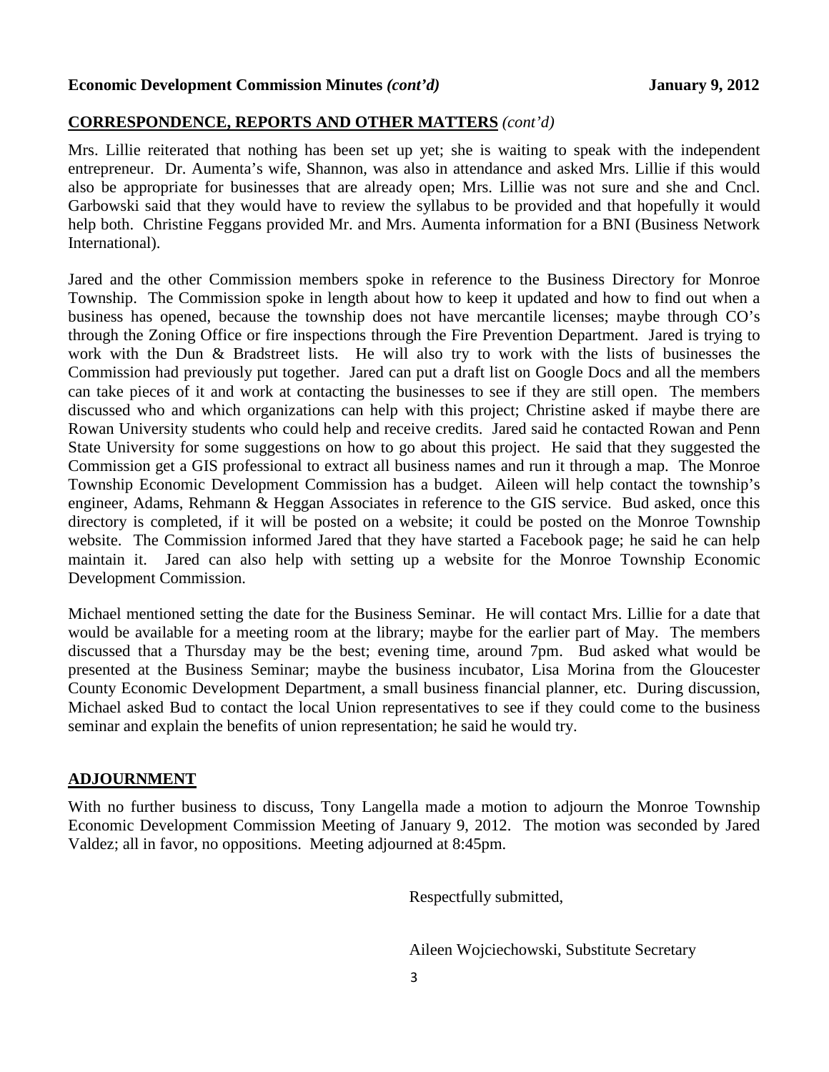## CORRESPONDENCE, REPORTS AND OTHER MATTERS *(cont'd)*

Mrs. Lillie reiterated that nothing has been set up yet; she is waiting to speak with the independent entrepreneur. Dr. Aumenta's wife, Shannon, was also in attendance and asked Mrs. Lillie if this would also be appropriate for businesses that are already open; Mrs. Lillie was not sure and she and Cncl. Garbowski said that they would have to review the syllabus to be provided and that hopefully it would help both. Christine Feggans provided Mr. and Mrs. Aumenta information for a BNI (Business Network International).

Jared and the other Commission members spoke in reference to the Business Directory for Monroe Township. The Commission spoke in length about how to keep it updated and how to find out when a business has opened, because the township does not have mercantile licenses; maybe through CO's through the Zoning Office or fire inspections through the Fire Prevention Department. Jared is trying to work with the Dun & Bradstreet lists. He will also try to work with the lists of businesses the Commission had previously put together. Jared can put a draft list on Google Docs and all the members can take pieces of it and work at contacting the businesses to see if they are still open. The members discussed who and which organizations can help with this project; Christine asked if maybe there are Rowan University students who could help and receive credits. Jared said he contacted Rowan and Penn State University for some suggestions on how to go about this project. He said that they suggested the Commission get a GIS professional to extract all business names and run it through a map. The Monroe Township Economic Development Commission has a budget. Aileen will help contact the township's engineer, Adams, Rehmann & Heggan Associates in reference to the GIS service. Bud asked, once this directory is completed, if it will be posted on a website; it could be posted on the Monroe Township website. The Commission informed Jared that they have started a Facebook page; he said he can help maintain it. Jared can also help with setting up a website for the Monroe Township Economic Development Commission.

Michael mentioned setting the date for the Business Seminar. He will contact Mrs. Lillie for a date that would be available for a meeting room at the library; maybe for the earlier part of May. The members discussed that a Thursday may be the best; evening time, around 7pm. Bud asked what would be presented at the Business Seminar; maybe the business incubator, Lisa Morina from the Gloucester County Economic Development Department, a small business financial planner, etc. During discussion, Michael asked Bud to contact the local Union representatives to see if they could come to the business seminar and explain the benefits of union representation; he said he would try.

## ADJOURNMENT

With no further business to discuss, Tony Langella made a motion to adjourn the Monroe Township Economic Development Commission Meeting of January 9, 2012. The motion was seconded by Jared Valdez; all in favor, no oppositions. Meeting adjourned at 8:45pm.

Respectfully submitted,

Aileen Wojciechowski, Substitute Secretary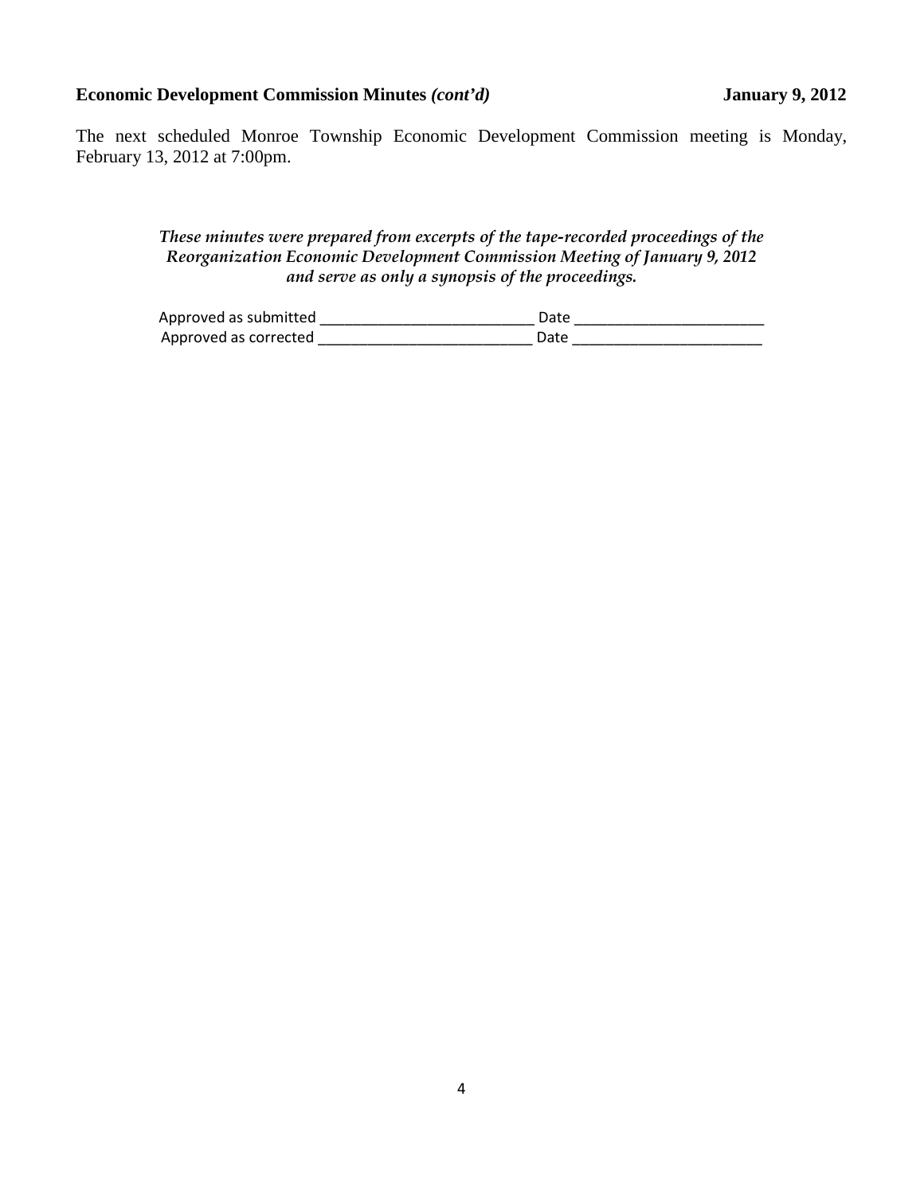The next scheduled Monroe Township Economic Development Commission meeting is Monday, February 13, 2012 at 7:00pm.

*These minutes were prepared from excerpts of the tape-recorded proceedings of the Reorganization Economic Development Commission Meeting of January 9, 2012 and serve as only a synopsis of the proceedings.*

Approved as submitted ___________________________ Date ________________________

Approved as corrected ___________________________ Date ________________________